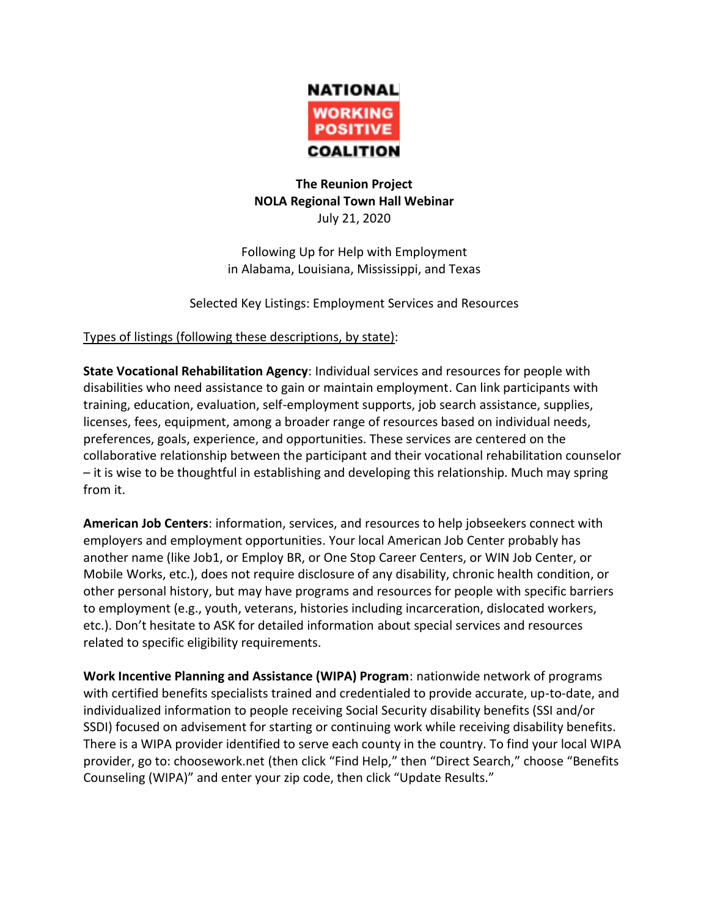**NATIONAL WORKING POSITIVE COALITION**

# The Reunion Project
## NOLA Regional Town Hall Webinar

July 21, 2020

Following Up for Help with Employment
in Alabama, Louisiana, Mississippi, and Texas

Selected Key Listings: Employment Services and Resources

Types of listings (following these descriptions, by state):

**State Vocational Rehabilitation Agency**: Individual services and resources for people with disabilities who need assistance to gain or maintain employment. Can link participants with training, education, evaluation, self-employment supports, job search assistance, supplies, licenses, fees, equipment, among a broader range of resources based on individual needs, preferences, goals, experience, and opportunities. These services are centered on the collaborative relationship between the participant and their vocational rehabilitation counselor – it is wise to be thoughtful in establishing and developing this relationship. Much may spring from it.

**American Job Centers**: information, services, and resources to help jobseekers connect with employers and employment opportunities. Your local American Job Center probably has another name (like Job1, or Employ BR, or One Stop Career Centers, or WIN Job Center, or Mobile Works, etc.), does not require disclosure of any disability, chronic health condition, or other personal history, but may have programs and resources for people with specific barriers to employment (e.g., youth, veterans, histories including incarceration, dislocated workers, etc.). Don't hesitate to ASK for detailed information about special services and resources related to specific eligibility requirements.

**Work Incentive Planning and Assistance (WIPA) Program**: nationwide network of programs with certified benefits specialists trained and credentialed to provide accurate, up-to-date, and individualized information to people receiving Social Security disability benefits (SSI and/or SSDI) focused on advisement for starting or continuing work while receiving disability benefits. There is a WIPA provider identified to serve each county in the country. To find your local WIPA provider, go to: choosework.net (then click "Find Help," then "Direct Search," choose "Benefits Counseling (WIPA)" and enter your zip code, then click "Update Results."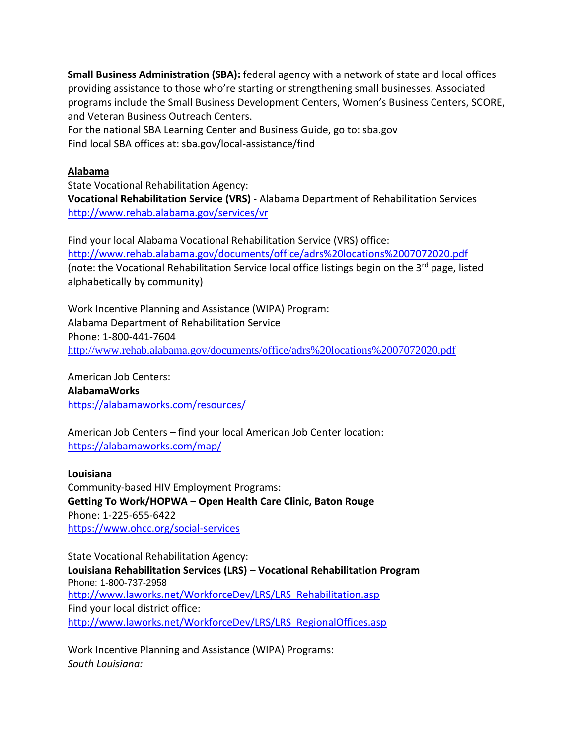**Small Business Administration (SBA):** federal agency with a network of state and local offices providing assistance to those who're starting or strengthening small businesses. Associated programs include the Small Business Development Centers, Women's Business Centers, SCORE, and Veteran Business Outreach Centers.
For the national SBA Learning Center and Business Guide, go to: sba.gov
Find local SBA offices at: sba.gov/local-assistance/find

## Alabama

State Vocational Rehabilitation Agency:
**Vocational Rehabilitation Service (VRS)** - Alabama Department of Rehabilitation Services
http://www.rehab.alabama.gov/services/vr

Find your local Alabama Vocational Rehabilitation Service (VRS) office:
http://www.rehab.alabama.gov/documents/office/adrs%20locations%2007072020.pdf
(note: the Vocational Rehabilitation Service local office listings begin on the 3rd page, listed alphabetically by community)

Work Incentive Planning and Assistance (WIPA) Program:
Alabama Department of Rehabilitation Service
Phone: 1-800-441-7604
http://www.rehab.alabama.gov/documents/office/adrs%20locations%2007072020.pdf

American Job Centers:
**AlabamaWorks**
https://alabamaworks.com/resources/

American Job Centers – find your local American Job Center location:
https://alabamaworks.com/map/

## Louisiana

Community-based HIV Employment Programs:
**Getting To Work/HOPWA – Open Health Care Clinic, Baton Rouge**
Phone: 1-225-655-6422
https://www.ohcc.org/social-services

State Vocational Rehabilitation Agency:
**Louisiana Rehabilitation Services (LRS) – Vocational Rehabilitation Program**
Phone: 1-800-737-2958
http://www.laworks.net/WorkforceDev/LRS/LRS_Rehabilitation.asp
Find your local district office:
http://www.laworks.net/WorkforceDev/LRS/LRS_RegionalOffices.asp

Work Incentive Planning and Assistance (WIPA) Programs:
*South Louisiana:*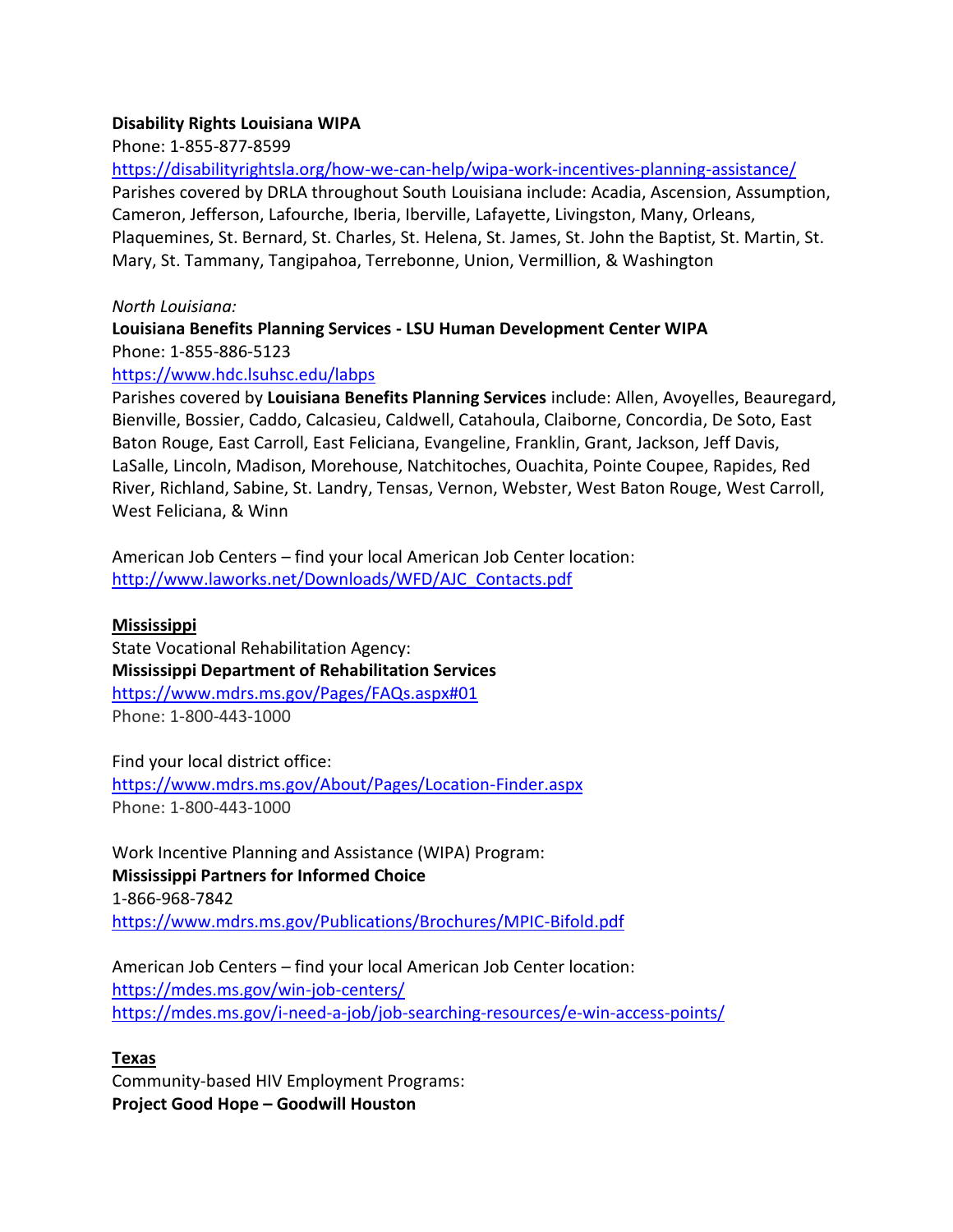**Disability Rights Louisiana WIPA**

Phone: 1-855-877-8599

https://disabilityrightsla.org/how-we-can-help/wipa-work-incentives-planning-assistance/

Parishes covered by DRLA throughout South Louisiana include: Acadia, Ascension, Assumption, Cameron, Jefferson, Lafourche, Iberia, Iberville, Lafayette, Livingston, Many, Orleans, Plaquemines, St. Bernard, St. Charles, St. Helena, St. James, St. John the Baptist, St. Martin, St. Mary, St. Tammany, Tangipahoa, Terrebonne, Union, Vermillion, & Washington

*North Louisiana:*

**Louisiana Benefits Planning Services - LSU Human Development Center WIPA**

Phone: 1-855-886-5123

https://www.hdc.lsuhsc.edu/labps

Parishes covered by **Louisiana Benefits Planning Services** include: Allen, Avoyelles, Beauregard, Bienville, Bossier, Caddo, Calcasieu, Caldwell, Catahoula, Claiborne, Concordia, De Soto, East Baton Rouge, East Carroll, East Feliciana, Evangeline, Franklin, Grant, Jackson, Jeff Davis, LaSalle, Lincoln, Madison, Morehouse, Natchitoches, Ouachita, Pointe Coupee, Rapides, Red River, Richland, Sabine, St. Landry, Tensas, Vernon, Webster, West Baton Rouge, West Carroll, West Feliciana, & Winn

American Job Centers – find your local American Job Center location:
http://www.laworks.net/Downloads/WFD/AJC_Contacts.pdf

## Mississippi

State Vocational Rehabilitation Agency:

**Mississippi Department of Rehabilitation Services**

https://www.mdrs.ms.gov/Pages/FAQs.aspx#01

Phone: 1-800-443-1000

Find your local district office:

https://www.mdrs.ms.gov/About/Pages/Location-Finder.aspx

Phone: 1-800-443-1000

Work Incentive Planning and Assistance (WIPA) Program:

**Mississippi Partners for Informed Choice**

1-866-968-7842

https://www.mdrs.ms.gov/Publications/Brochures/MPIC-Bifold.pdf

American Job Centers – find your local American Job Center location:

https://mdes.ms.gov/win-job-centers/

https://mdes.ms.gov/i-need-a-job/job-searching-resources/e-win-access-points/

## Texas

Community-based HIV Employment Programs:

**Project Good Hope – Goodwill Houston**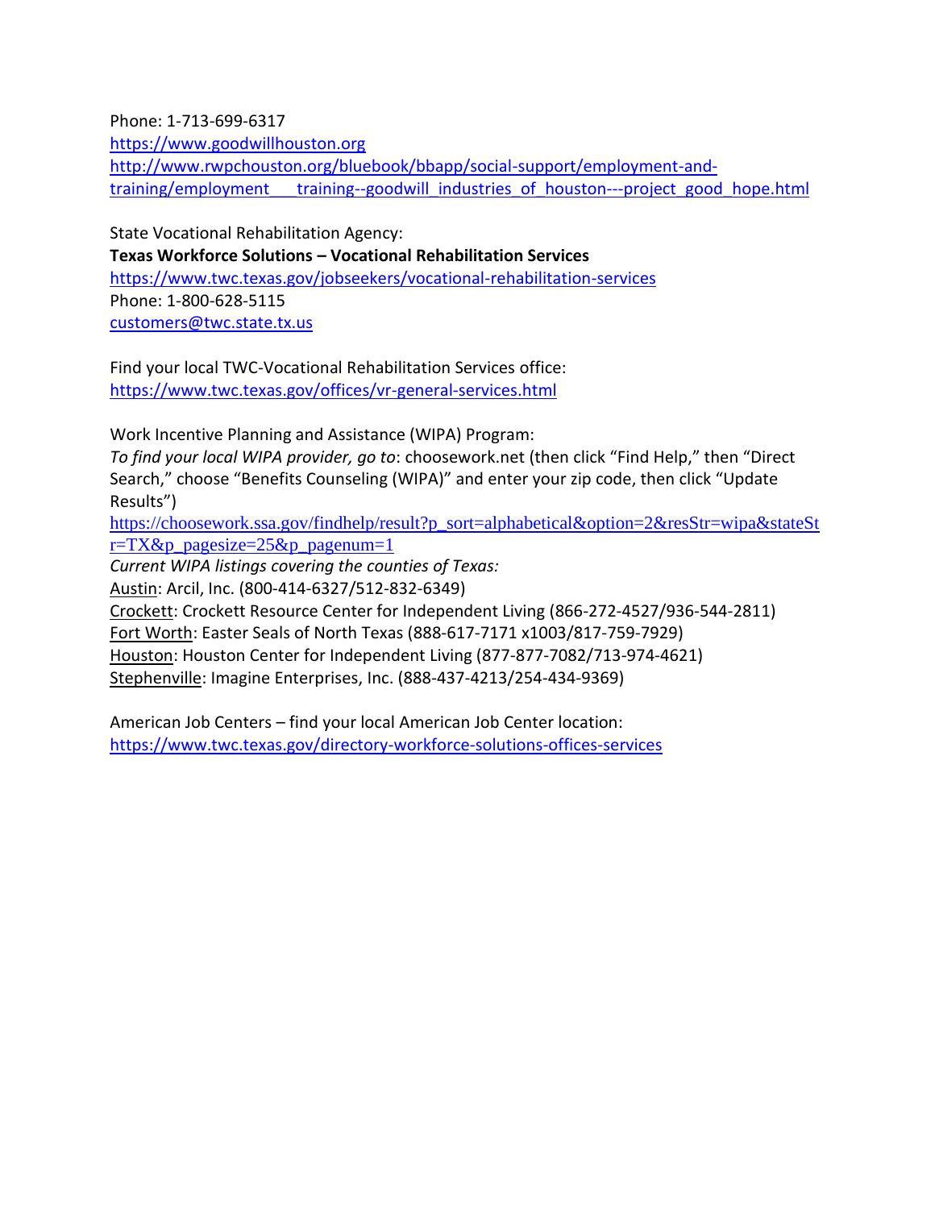Phone: 1-713-699-6317
https://www.goodwillhouston.org
http://www.rwpchouston.org/bluebook/bbapp/social-support/employment-and-training/employment___training--goodwill_industries_of_houston---project_good_hope.html

State Vocational Rehabilitation Agency:
**Texas Workforce Solutions – Vocational Rehabilitation Services**
https://www.twc.texas.gov/jobseekers/vocational-rehabilitation-services
Phone: 1-800-628-5115
customers@twc.state.tx.us

Find your local TWC-Vocational Rehabilitation Services office:
https://www.twc.texas.gov/offices/vr-general-services.html

Work Incentive Planning and Assistance (WIPA) Program:
*To find your local WIPA provider, go to*: choosework.net (then click "Find Help," then "Direct Search," choose "Benefits Counseling (WIPA)" and enter your zip code, then click "Update Results")
https://choosework.ssa.gov/findhelp/result?p_sort=alphabetical&option=2&resStr=wipa&stateStr=TX&p_pagesize=25&p_pagenum=1
*Current WIPA listings covering the counties of Texas:*
Austin: Arcil, Inc. (800-414-6327/512-832-6349)
Crockett: Crockett Resource Center for Independent Living (866-272-4527/936-544-2811)
Fort Worth: Easter Seals of North Texas (888-617-7171 x1003/817-759-7929)
Houston: Houston Center for Independent Living (877-877-7082/713-974-4621)
Stephenville: Imagine Enterprises, Inc. (888-437-4213/254-434-9369)

American Job Centers – find your local American Job Center location:
https://www.twc.texas.gov/directory-workforce-solutions-offices-services